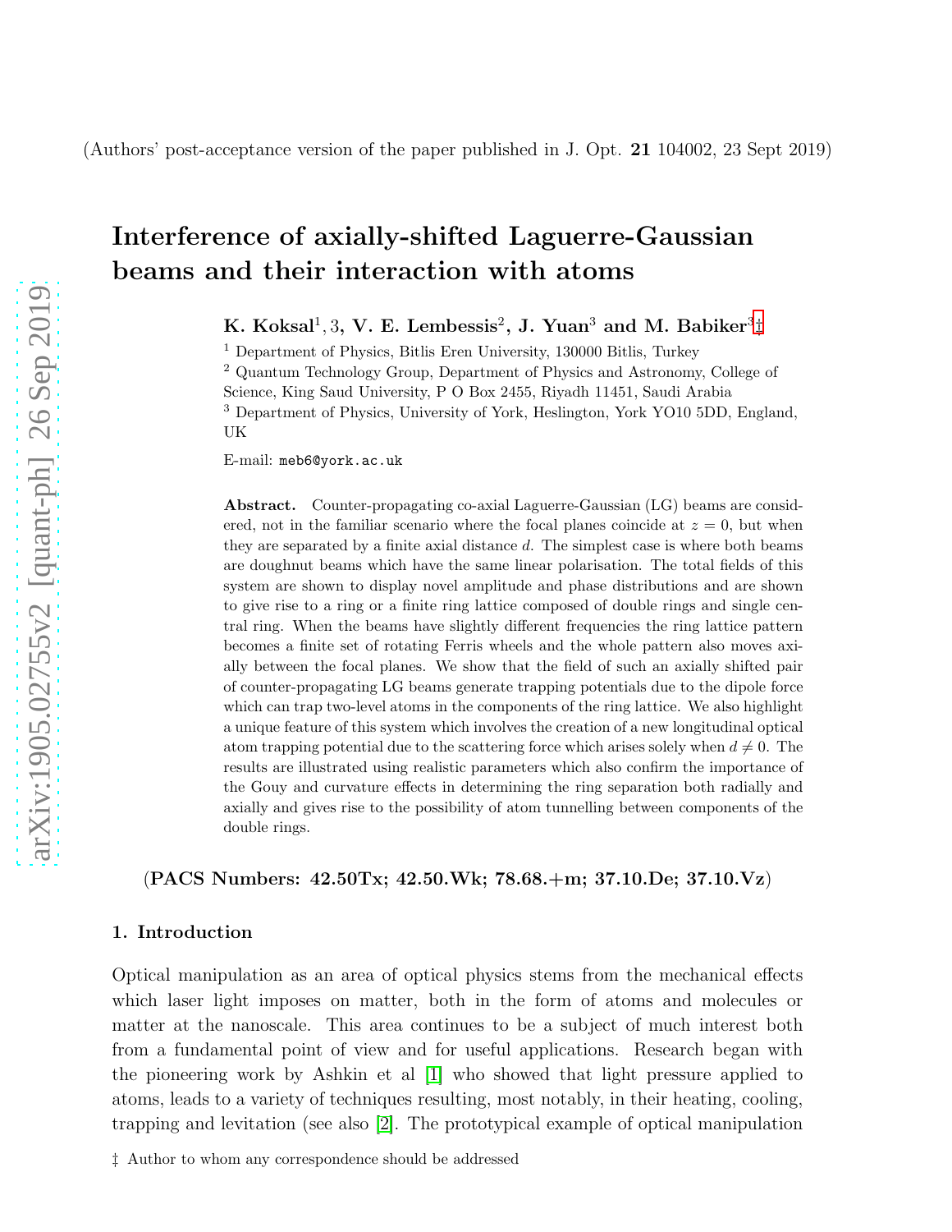(Authors' post-acceptance version of the paper published in J. Opt. **21** 104002, 23 Sept 2019)

# Interference of axially-shifted Laguerre-Gaussian beams and their interaction with atoms

**K. Koksal**[1, 3], **V. E. Lembessis**[2], **J. Yuan**[3] **and M. Babiker**[3]‡

[1] Department of Physics, Bitlis Eren University, 130000 Bitlis, Turkey

[2] Quantum Technology Group, Department of Physics and Astronomy, College of Science, King Saud University, P O Box 2455, Riyadh 11451, Saudi Arabia

[3] Department of Physics, University of York, Heslington, York YO10 5DD, England, UK

E-mail: `meb6@york.ac.uk`

**Abstract.** Counter-propagating co-axial Laguerre-Gaussian (LG) beams are considered, not in the familiar scenario where the focal planes coincide at $z = 0$, but when they are separated by a finite axial distance $d$. The simplest case is where both beams are doughnut beams which have the same linear polarisation. The total fields of this system are shown to display novel amplitude and phase distributions and are shown to give rise to a ring or a finite ring lattice composed of double rings and single central ring. When the beams have slightly different frequencies the ring lattice pattern becomes a finite set of rotating Ferris wheels and the whole pattern also moves axially between the focal planes. We show that the field of such an axially shifted pair of counter-propagating LG beams generate trapping potentials due to the dipole force which can trap two-level atoms in the components of the ring lattice. We also highlight a unique feature of this system which involves the creation of a new longitudinal optical atom trapping potential due to the scattering force which arises solely when $d \neq 0$. The results are illustrated using realistic parameters which also confirm the importance of the Gouy and curvature effects in determining the ring separation both radially and axially and gives rise to the possibility of atom tunnelling between components of the double rings.

**(PACS Numbers: 42.50Tx; 42.50.Wk; 78.68.+m; 37.10.De; 37.10.Vz)**

## 1. Introduction

Optical manipulation as an area of optical physics stems from the mechanical effects which laser light imposes on matter, both in the form of atoms and molecules or matter at the nanoscale. This area continues to be a subject of much interest both from a fundamental point of view and for useful applications. Research began with the pioneering work by Ashkin et al [1] who showed that light pressure applied to atoms, leads to a variety of techniques resulting, most notably, in their heating, cooling, trapping and levitation (see also [2]. The prototypical example of optical manipulation

‡ Author to whom any correspondence should be addressed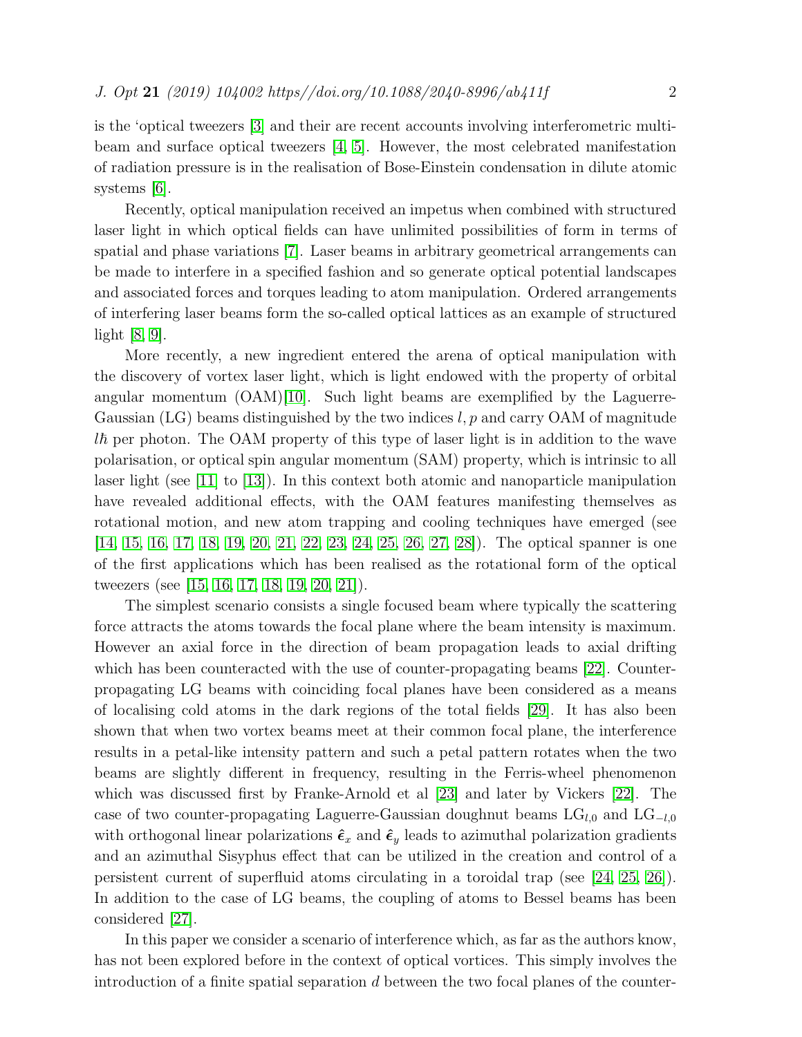is the 'optical tweezers [3] and their are recent accounts involving interferometric multi-beam and surface optical tweezers [4, 5]. However, the most celebrated manifestation of radiation pressure is in the realisation of Bose-Einstein condensation in dilute atomic systems [6].

Recently, optical manipulation received an impetus when combined with structured laser light in which optical fields can have unlimited possibilities of form in terms of spatial and phase variations [7]. Laser beams in arbitrary geometrical arrangements can be made to interfere in a specified fashion and so generate optical potential landscapes and associated forces and torques leading to atom manipulation. Ordered arrangements of interfering laser beams form the so-called optical lattices as an example of structured light [8, 9].

More recently, a new ingredient entered the arena of optical manipulation with the discovery of vortex laser light, which is light endowed with the property of orbital angular momentum (OAM)[10]. Such light beams are exemplified by the Laguerre-Gaussian (LG) beams distinguished by the two indices $l, p$ and carry OAM of magnitude $l\hbar$ per photon. The OAM property of this type of laser light is in addition to the wave polarisation, or optical spin angular momentum (SAM) property, which is intrinsic to all laser light (see [11] to [13]). In this context both atomic and nanoparticle manipulation have revealed additional effects, with the OAM features manifesting themselves as rotational motion, and new atom trapping and cooling techniques have emerged (see [14, 15, 16, 17, 18, 19, 20, 21, 22, 23, 24, 25, 26, 27, 28]). The optical spanner is one of the first applications which has been realised as the rotational form of the optical tweezers (see [15, 16, 17, 18, 19, 20, 21]).

The simplest scenario consists a single focused beam where typically the scattering force attracts the atoms towards the focal plane where the beam intensity is maximum. However an axial force in the direction of beam propagation leads to axial drifting which has been counteracted with the use of counter-propagating beams [22]. Counter-propagating LG beams with coinciding focal planes have been considered as a means of localising cold atoms in the dark regions of the total fields [29]. It has also been shown that when two vortex beams meet at their common focal plane, the interference results in a petal-like intensity pattern and such a petal pattern rotates when the two beams are slightly different in frequency, resulting in the Ferris-wheel phenomenon which was discussed first by Franke-Arnold et al [23] and later by Vickers [22]. The case of two counter-propagating Laguerre-Gaussian doughnut beams $\mathrm{LG}_{l,0}$ and $\mathrm{LG}_{-l,0}$ with orthogonal linear polarizations $\hat{\boldsymbol{\epsilon}}_x$ and $\hat{\boldsymbol{\epsilon}}_y$ leads to azimuthal polarization gradients and an azimuthal Sisyphus effect that can be utilized in the creation and control of a persistent current of superfluid atoms circulating in a toroidal trap (see [24, 25, 26]). In addition to the case of LG beams, the coupling of atoms to Bessel beams has been considered [27].

In this paper we consider a scenario of interference which, as far as the authors know, has not been explored before in the context of optical vortices. This simply involves the introduction of a finite spatial separation $d$ between the two focal planes of the counter-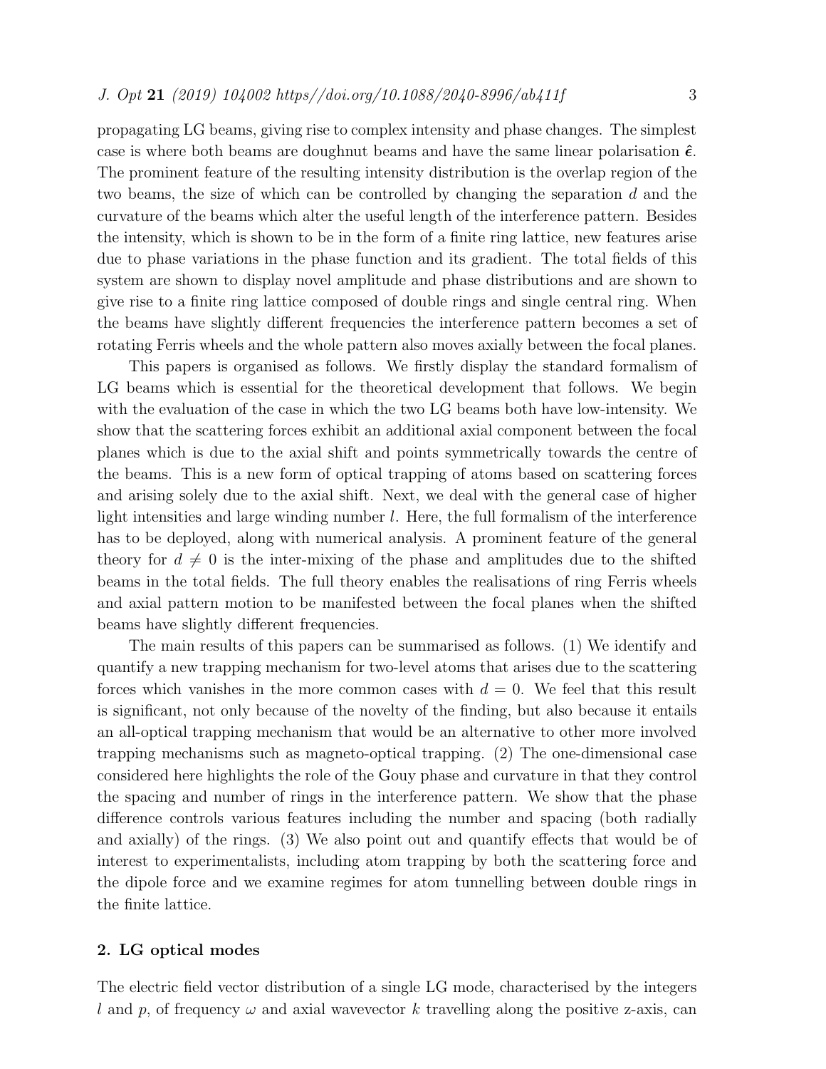propagating LG beams, giving rise to complex intensity and phase changes. The simplest case is where both beams are doughnut beams and have the same linear polarisation $\hat{\boldsymbol{\epsilon}}$. The prominent feature of the resulting intensity distribution is the overlap region of the two beams, the size of which can be controlled by changing the separation $d$ and the curvature of the beams which alter the useful length of the interference pattern. Besides the intensity, which is shown to be in the form of a finite ring lattice, new features arise due to phase variations in the phase function and its gradient. The total fields of this system are shown to display novel amplitude and phase distributions and are shown to give rise to a finite ring lattice composed of double rings and single central ring. When the beams have slightly different frequencies the interference pattern becomes a set of rotating Ferris wheels and the whole pattern also moves axially between the focal planes.

This papers is organised as follows. We firstly display the standard formalism of LG beams which is essential for the theoretical development that follows. We begin with the evaluation of the case in which the two LG beams both have low-intensity. We show that the scattering forces exhibit an additional axial component between the focal planes which is due to the axial shift and points symmetrically towards the centre of the beams. This is a new form of optical trapping of atoms based on scattering forces and arising solely due to the axial shift. Next, we deal with the general case of higher light intensities and large winding number $l$. Here, the full formalism of the interference has to be deployed, along with numerical analysis. A prominent feature of the general theory for $d \neq 0$ is the inter-mixing of the phase and amplitudes due to the shifted beams in the total fields. The full theory enables the realisations of ring Ferris wheels and axial pattern motion to be manifested between the focal planes when the shifted beams have slightly different frequencies.

The main results of this papers can be summarised as follows. (1) We identify and quantify a new trapping mechanism for two-level atoms that arises due to the scattering forces which vanishes in the more common cases with $d = 0$. We feel that this result is significant, not only because of the novelty of the finding, but also because it entails an all-optical trapping mechanism that would be an alternative to other more involved trapping mechanisms such as magneto-optical trapping. (2) The one-dimensional case considered here highlights the role of the Gouy phase and curvature in that they control the spacing and number of rings in the interference pattern. We show that the phase difference controls various features including the number and spacing (both radially and axially) of the rings. (3) We also point out and quantify effects that would be of interest to experimentalists, including atom trapping by both the scattering force and the dipole force and we examine regimes for atom tunnelling between double rings in the finite lattice.

## 2. LG optical modes

The electric field vector distribution of a single LG mode, characterised by the integers $l$ and $p$, of frequency $\omega$ and axial wavevector $k$ travelling along the positive z-axis, can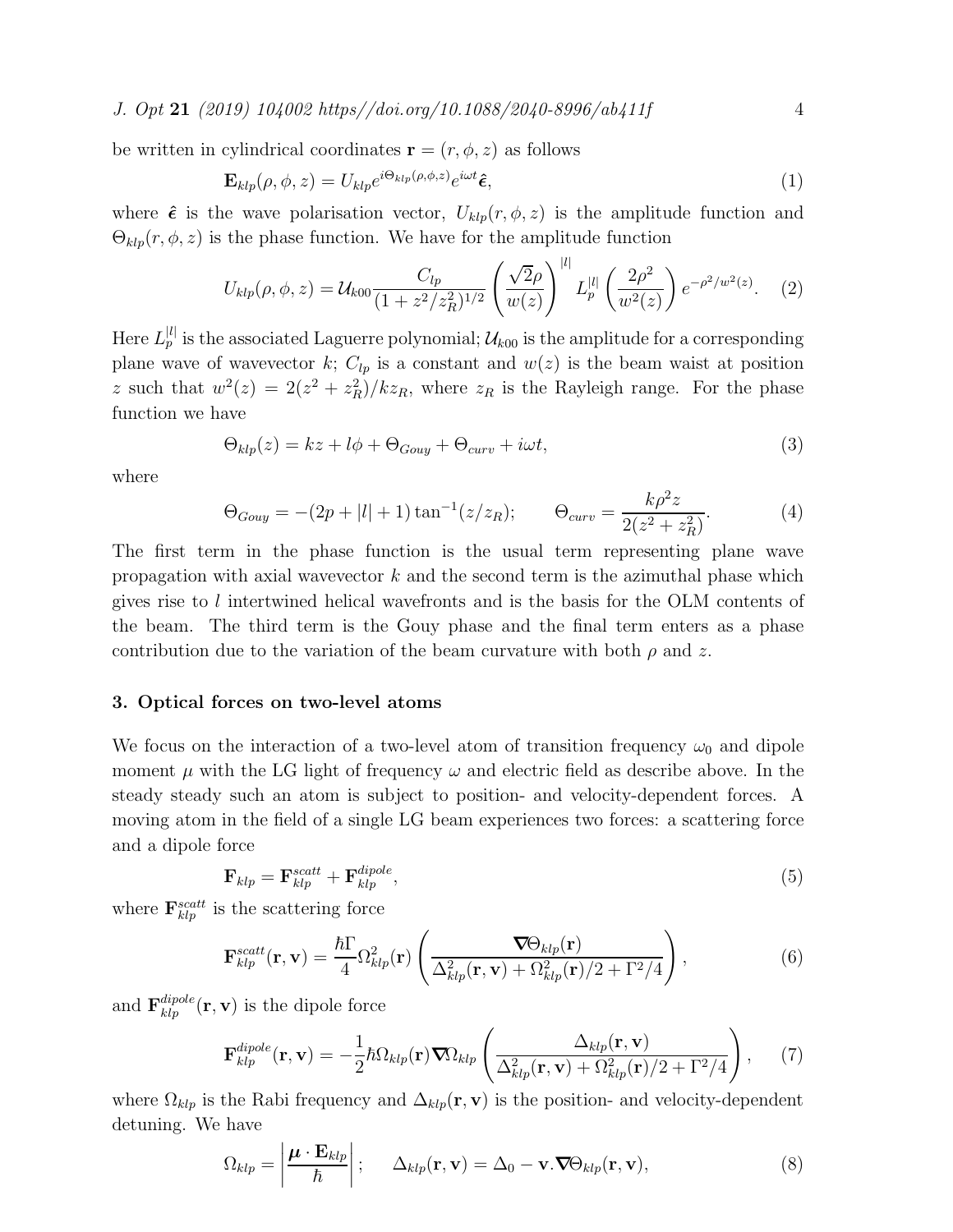be written in cylindrical coordinates $\mathbf{r} = (r, \phi, z)$ as follows

$$\mathbf{E}_{klp}(\rho, \phi, z) = U_{klp} e^{i\Theta_{klp}(\rho,\phi,z)} e^{i\omega t} \hat{\boldsymbol{\epsilon}}, \tag{1}$$

where $\hat{\boldsymbol{\epsilon}}$ is the wave polarisation vector, $U_{klp}(r, \phi, z)$ is the amplitude function and $\Theta_{klp}(r, \phi, z)$ is the phase function. We have for the amplitude function

$$U_{klp}(\rho, \phi, z) = \mathcal{U}_{k00} \frac{C_{lp}}{(1 + z^2/z_R^2)^{1/2}} \left( \frac{\sqrt{2}\rho}{w(z)} \right)^{|l|} L_p^{|l|} \left( \frac{2\rho^2}{w^2(z)} \right) e^{-\rho^2/w^2(z)}. \tag{2}$$

Here $L_p^{|l|}$ is the associated Laguerre polynomial; $\mathcal{U}_{k00}$ is the amplitude for a corresponding plane wave of wavevector $k$; $C_{lp}$ is a constant and $w(z)$ is the beam waist at position $z$ such that $w^2(z) = 2(z^2 + z_R^2)/kz_R$, where $z_R$ is the Rayleigh range. For the phase function we have

$$\Theta_{klp}(z) = kz + l\phi + \Theta_{Gouy} + \Theta_{curv} + i\omega t, \tag{3}$$

where

$$\Theta_{Gouy} = -(2p + |l| + 1) \tan^{-1}(z/z_R); \qquad \Theta_{curv} = \frac{k\rho^2 z}{2(z^2 + z_R^2)}. \tag{4}$$

The first term in the phase function is the usual term representing plane wave propagation with axial wavevector $k$ and the second term is the azimuthal phase which gives rise to $l$ intertwined helical wavefronts and is the basis for the OLM contents of the beam. The third term is the Gouy phase and the final term enters as a phase contribution due to the variation of the beam curvature with both $\rho$ and $z$.

## 3. Optical forces on two-level atoms

We focus on the interaction of a two-level atom of transition frequency $\omega_0$ and dipole moment $\mu$ with the LG light of frequency $\omega$ and electric field as describe above. In the steady steady such an atom is subject to position- and velocity-dependent forces. A moving atom in the field of a single LG beam experiences two forces: a scattering force and a dipole force

$$\mathbf{F}_{klp} = \mathbf{F}_{klp}^{scatt} + \mathbf{F}_{klp}^{dipole}, \tag{5}$$

where $\mathbf{F}_{klp}^{scatt}$ is the scattering force

$$\mathbf{F}_{klp}^{scatt}(\mathbf{r}, \mathbf{v}) = \frac{\hbar\Gamma}{4} \Omega_{klp}^2(\mathbf{r}) \left( \frac{\boldsymbol{\nabla}\Theta_{klp}(\mathbf{r})}{\Delta_{klp}^2(\mathbf{r}, \mathbf{v}) + \Omega_{klp}^2(\mathbf{r})/2 + \Gamma^2/4} \right), \tag{6}$$

and $\mathbf{F}_{klp}^{dipole}(\mathbf{r}, \mathbf{v})$ is the dipole force

$$\mathbf{F}_{klp}^{dipole}(\mathbf{r}, \mathbf{v}) = -\frac{1}{2} \hbar \Omega_{klp}(\mathbf{r}) \boldsymbol{\nabla}\Omega_{klp} \left( \frac{\Delta_{klp}(\mathbf{r}, \mathbf{v})}{\Delta_{klp}^2(\mathbf{r}, \mathbf{v}) + \Omega_{klp}^2(\mathbf{r})/2 + \Gamma^2/4} \right), \tag{7}$$

where $\Omega_{klp}$ is the Rabi frequency and $\Delta_{klp}(\mathbf{r}, \mathbf{v})$ is the position- and velocity-dependent detuning. We have

$$\Omega_{klp} = \left| \frac{\boldsymbol{\mu} \cdot \mathbf{E}_{klp}}{\hbar} \right|; \qquad \Delta_{klp}(\mathbf{r}, \mathbf{v}) = \Delta_0 - \mathbf{v}.\boldsymbol{\nabla}\Theta_{klp}(\mathbf{r}, \mathbf{v}), \tag{8}$$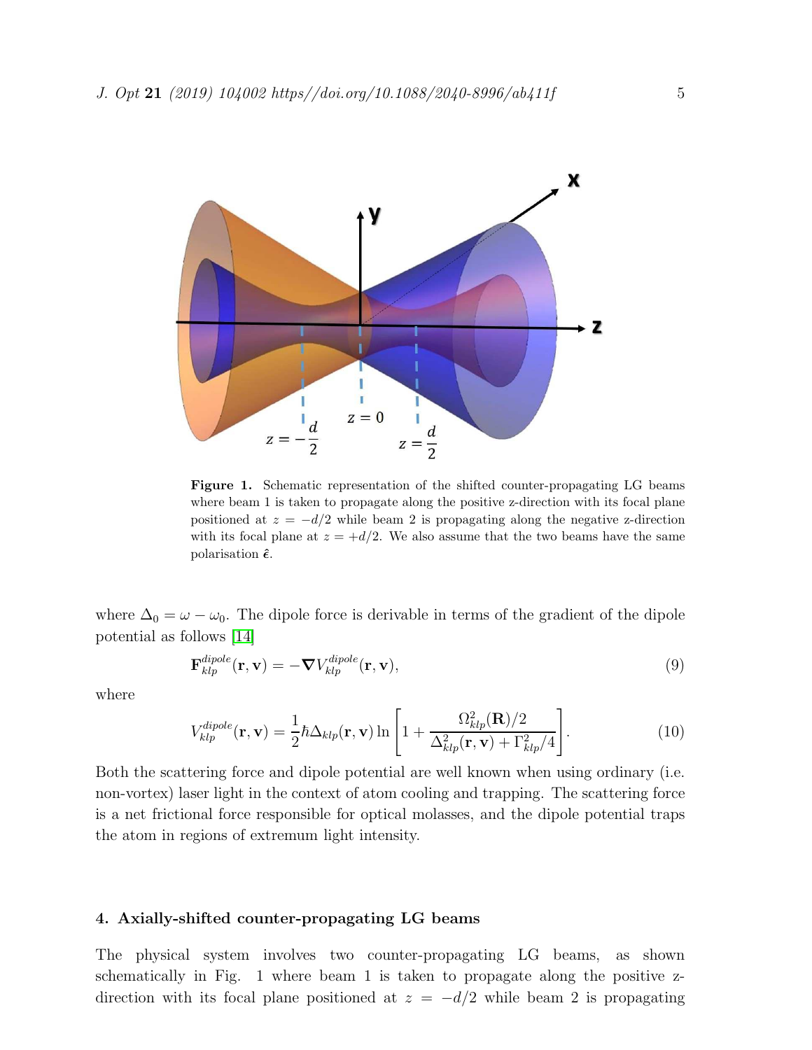Figure 1. Schematic representation of the shifted counter-propagating LG beams where beam 1 is taken to propagate along the positive z-direction with its focal plane positioned at $z = -d/2$ while beam 2 is propagating along the negative z-direction with its focal plane at $z = +d/2$. We also assume that the two beams have the same polarisation $\hat{\boldsymbol{\epsilon}}$.

where $\Delta_0 = \omega - \omega_0$. The dipole force is derivable in terms of the gradient of the dipole potential as follows [14]

$$\mathbf{F}^{dipole}_{klp}(\mathbf{r}, \mathbf{v}) = -\boldsymbol{\nabla} V^{dipole}_{klp}(\mathbf{r}, \mathbf{v}), \tag{9}$$

where

$$V^{dipole}_{klp}(\mathbf{r}, \mathbf{v}) = \frac{1}{2}\hbar\Delta_{klp}(\mathbf{r}, \mathbf{v}) \ln\left[1 + \frac{\Omega^2_{klp}(\mathbf{R})/2}{\Delta^2_{klp}(\mathbf{r}, \mathbf{v}) + \Gamma^2_{klp}/4}\right]. \tag{10}$$

Both the scattering force and dipole potential are well known when using ordinary (i.e. non-vortex) laser light in the context of atom cooling and trapping. The scattering force is a net frictional force responsible for optical molasses, and the dipole potential traps the atom in regions of extremum light intensity.

## 4. Axially-shifted counter-propagating LG beams

The physical system involves two counter-propagating LG beams, as shown schematically in Fig. 1 where beam 1 is taken to propagate along the positive z-direction with its focal plane positioned at $z = -d/2$ while beam 2 is propagating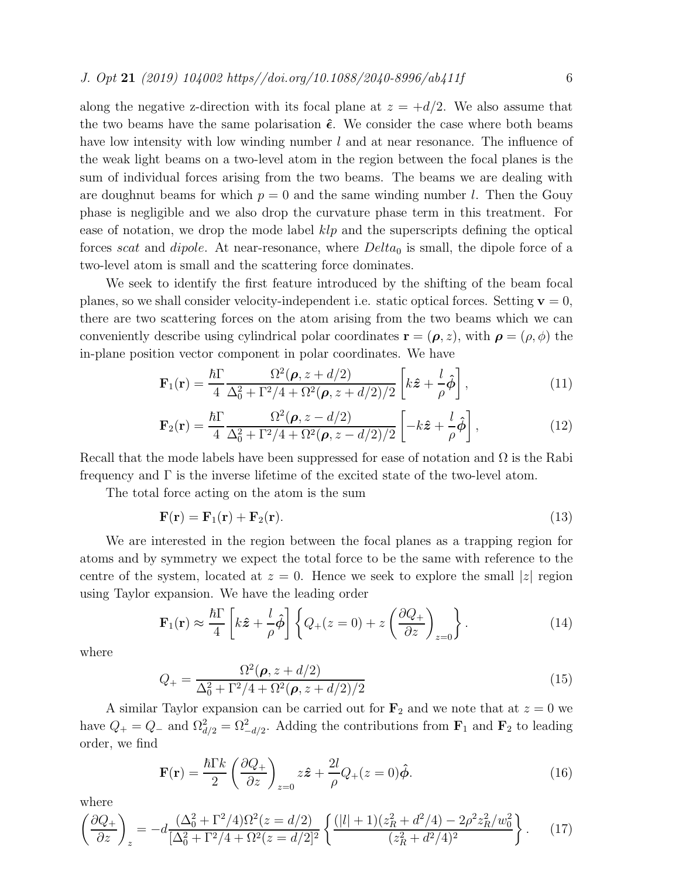along the negative z-direction with its focal plane at $z = +d/2$. We also assume that the two beams have the same polarisation $\hat{\boldsymbol{\epsilon}}$. We consider the case where both beams have low intensity with low winding number $l$ and at near resonance. The influence of the weak light beams on a two-level atom in the region between the focal planes is the sum of individual forces arising from the two beams. The beams we are dealing with are doughnut beams for which $p = 0$ and the same winding number $l$. Then the Gouy phase is negligible and we also drop the curvature phase term in this treatment. For ease of notation, we drop the mode label $klp$ and the superscripts defining the optical forces *scat* and *dipole*. At near-resonance, where $Delta_0$ is small, the dipole force of a two-level atom is small and the scattering force dominates.

We seek to identify the first feature introduced by the shifting of the beam focal planes, so we shall consider velocity-independent i.e. static optical forces. Setting $\mathbf{v} = 0$, there are two scattering forces on the atom arising from the two beams which we can conveniently describe using cylindrical polar coordinates $\mathbf{r} = (\boldsymbol{\rho}, z)$, with $\boldsymbol{\rho} = (\rho, \phi)$ the in-plane position vector component in polar coordinates. We have

$$\mathbf{F}_1(\mathbf{r}) = \frac{\hbar\Gamma}{4} \frac{\Omega^2(\boldsymbol{\rho}, z + d/2)}{\Delta_0^2 + \Gamma^2/4 + \Omega^2(\boldsymbol{\rho}, z + d/2)/2} \left[ k\hat{\boldsymbol{z}} + \frac{l}{\rho}\hat{\boldsymbol{\phi}} \right], \tag{11}$$

$$\mathbf{F}_2(\mathbf{r}) = \frac{\hbar\Gamma}{4} \frac{\Omega^2(\boldsymbol{\rho}, z - d/2)}{\Delta_0^2 + \Gamma^2/4 + \Omega^2(\boldsymbol{\rho}, z - d/2)/2} \left[ -k\hat{\boldsymbol{z}} + \frac{l}{\rho}\hat{\boldsymbol{\phi}} \right], \tag{12}$$

Recall that the mode labels have been suppressed for ease of notation and $\Omega$ is the Rabi frequency and $\Gamma$ is the inverse lifetime of the excited state of the two-level atom.

The total force acting on the atom is the sum

$$\mathbf{F}(\mathbf{r}) = \mathbf{F}_1(\mathbf{r}) + \mathbf{F}_2(\mathbf{r}). \tag{13}$$

We are interested in the region between the focal planes as a trapping region for atoms and by symmetry we expect the total force to be the same with reference to the centre of the system, located at $z = 0$. Hence we seek to explore the small $|z|$ region using Taylor expansion. We have the leading order

$$\mathbf{F}_1(\mathbf{r}) \approx \frac{\hbar\Gamma}{4} \left[ k\hat{\boldsymbol{z}} + \frac{l}{\rho}\hat{\boldsymbol{\phi}} \right] \left\{ Q_+(z = 0) + z \left( \frac{\partial Q_+}{\partial z} \right)_{z=0} \right\}. \tag{14}$$

where

$$Q_+ = \frac{\Omega^2(\boldsymbol{\rho}, z + d/2)}{\Delta_0^2 + \Gamma^2/4 + \Omega^2(\boldsymbol{\rho}, z + d/2)/2} \tag{15}$$

A similar Taylor expansion can be carried out for $\mathbf{F}_2$ and we note that at $z = 0$ we have $Q_+ = Q_-$ and $\Omega^2_{d/2} = \Omega^2_{-d/2}$. Adding the contributions from $\mathbf{F}_1$ and $\mathbf{F}_2$ to leading order, we find

$$\mathbf{F}(\mathbf{r}) = \frac{\hbar\Gamma k}{2} \left( \frac{\partial Q_+}{\partial z} \right)_{z=0} z\hat{\boldsymbol{z}} + \frac{2l}{\rho} Q_+(z = 0)\hat{\boldsymbol{\phi}}. \tag{16}$$

where

$$\left( \frac{\partial Q_+}{\partial z} \right)_z = -d \frac{(\Delta_0^2 + \Gamma^2/4)\Omega^2(z = d/2)}{[\Delta_0^2 + \Gamma^2/4 + \Omega^2(z = d/2)]^2} \left\{ \frac{(|l| + 1)(z_R^2 + d^2/4) - 2\rho^2 z_R^2/w_0^2}{(z_R^2 + d^2/4)^2} \right\}. \tag{17}$$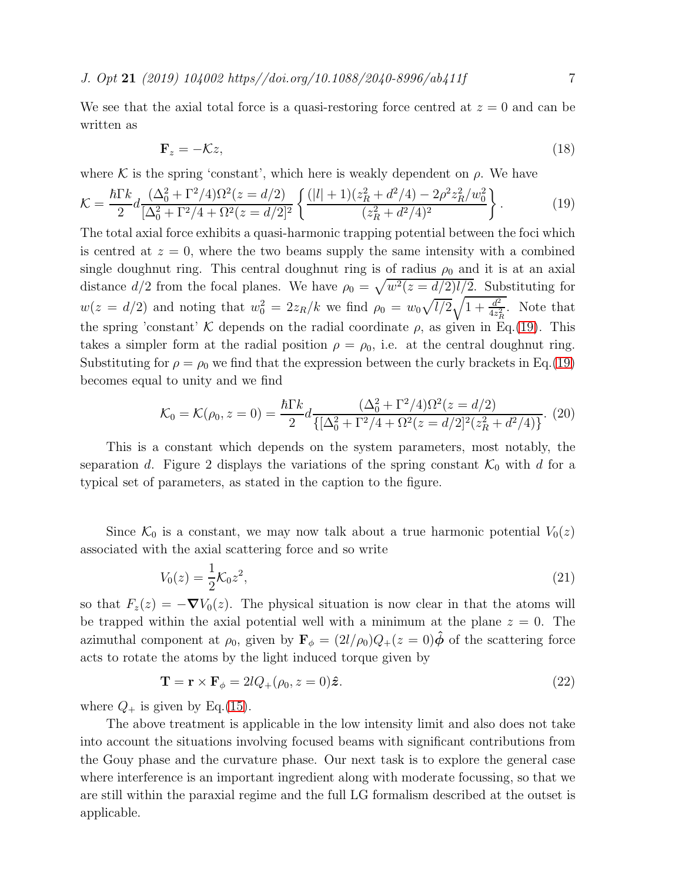We see that the axial total force is a quasi-restoring force centred at $z = 0$ and can be written as

$$\mathbf{F}_z = -\mathcal{K}z, \tag{18}$$

where $\mathcal{K}$ is the spring 'constant', which here is weakly dependent on $\rho$. We have

$$\mathcal{K} = \frac{\hbar\Gamma k}{2} d \frac{(\Delta_0^2 + \Gamma^2/4)\Omega^2(z = d/2)}{[\Delta_0^2 + \Gamma^2/4 + \Omega^2(z = d/2]^2} \left\{ \frac{(|l| + 1)(z_R^2 + d^2/4) - 2\rho^2 z_R^2/w_0^2}{(z_R^2 + d^2/4)^2} \right\}. \tag{19}$$

The total axial force exhibits a quasi-harmonic trapping potential between the foci which is centred at $z = 0$, where the two beams supply the same intensity with a combined single doughnut ring. This central doughnut ring is of radius $\rho_0$ and it is at an axial distance $d/2$ from the focal planes. We have $\rho_0 = \sqrt{w^2(z = d/2)l/2}$. Substituting for $w(z = d/2)$ and noting that $w_0^2 = 2z_R/k$ we find $\rho_0 = w_0\sqrt{l/2}\sqrt{1 + \frac{d^2}{4z_R^2}}$. Note that the spring 'constant' $\mathcal{K}$ depends on the radial coordinate $\rho$, as given in Eq.(19). This takes a simpler form at the radial position $\rho = \rho_0$, i.e. at the central doughnut ring. Substituting for $\rho = \rho_0$ we find that the expression between the curly brackets in Eq.(19) becomes equal to unity and we find

$$\mathcal{K}_0 = \mathcal{K}(\rho_0, z = 0) = \frac{\hbar\Gamma k}{2} d \frac{(\Delta_0^2 + \Gamma^2/4)\Omega^2(z = d/2)}{\{[\Delta_0^2 + \Gamma^2/4 + \Omega^2(z = d/2]^2(z_R^2 + d^2/4)\}}. \tag{20}$$

This is a constant which depends on the system parameters, most notably, the separation $d$. Figure 2 displays the variations of the spring constant $\mathcal{K}_0$ with $d$ for a typical set of parameters, as stated in the caption to the figure.

Since $\mathcal{K}_0$ is a constant, we may now talk about a true harmonic potential $V_0(z)$ associated with the axial scattering force and so write

$$V_0(z) = \frac{1}{2}\mathcal{K}_0 z^2, \tag{21}$$

so that $F_z(z) = -\boldsymbol{\nabla} V_0(z)$. The physical situation is now clear in that the atoms will be trapped within the axial potential well with a minimum at the plane $z = 0$. The azimuthal component at $\rho_0$, given by $\mathbf{F}_\phi = (2l/\rho_0)Q_+(z = 0)\hat{\boldsymbol{\phi}}$ of the scattering force acts to rotate the atoms by the light induced torque given by

$$\mathbf{T} = \mathbf{r} \times \mathbf{F}_\phi = 2lQ_+(\rho_0, z = 0)\hat{\boldsymbol{z}}. \tag{22}$$

where $Q_+$ is given by Eq.(15).

The above treatment is applicable in the low intensity limit and also does not take into account the situations involving focused beams with significant contributions from the Gouy phase and the curvature phase. Our next task is to explore the general case where interference is an important ingredient along with moderate focussing, so that we are still within the paraxial regime and the full LG formalism described at the outset is applicable.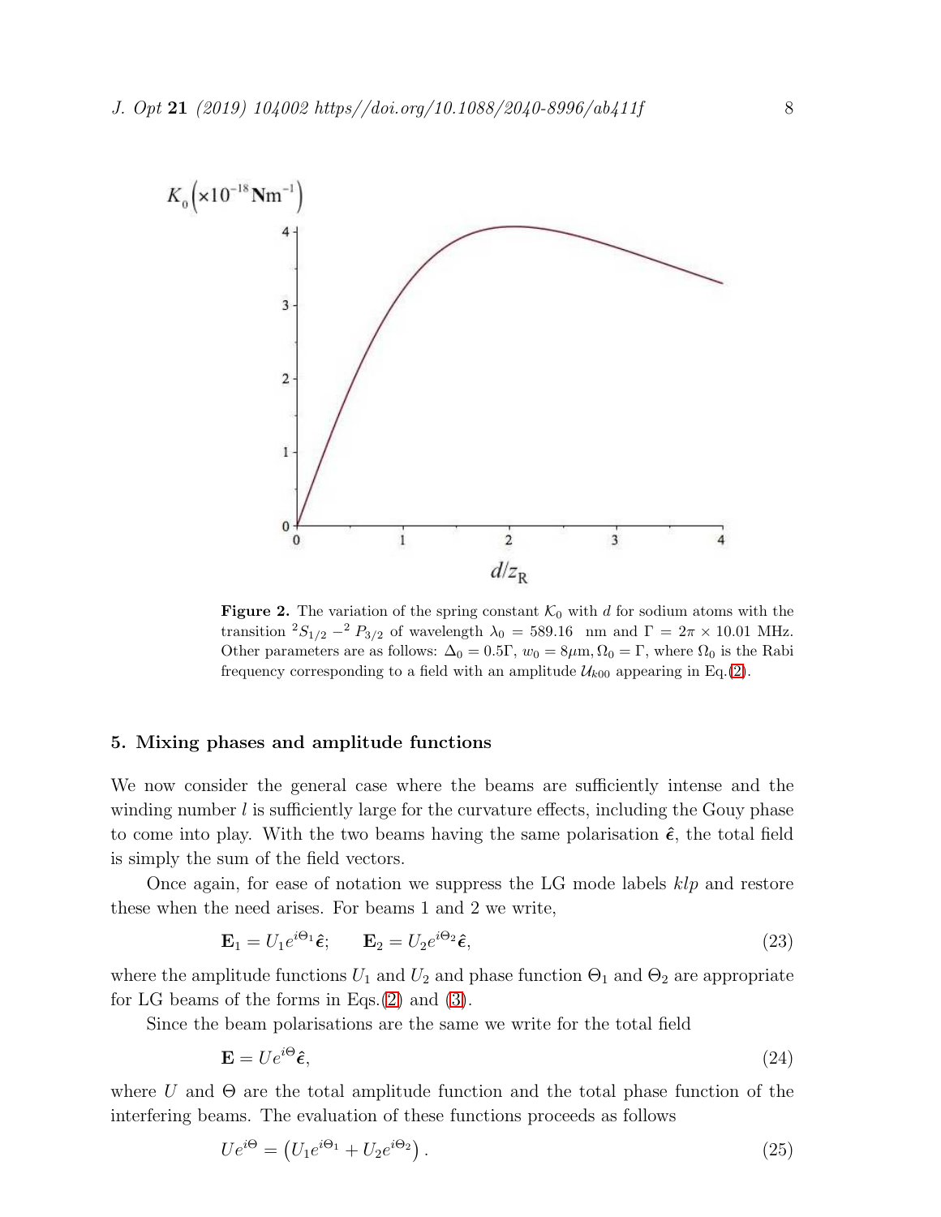**Figure 2.** The variation of the spring constant $\mathcal{K}_0$ with $d$ for sodium atoms with the transition $^2S_{1/2} - ^2P_{3/2}$ of wavelength $\lambda_0 = 589.16$ nm and $\Gamma = 2\pi \times 10.01$ MHz. Other parameters are as follows: $\Delta_0 = 0.5\Gamma$, $w_0 = 8\mu$m, $\Omega_0 = \Gamma$, where $\Omega_0$ is the Rabi frequency corresponding to a field with an amplitude $\mathcal{U}_{k00}$ appearing in Eq.(2).

## 5. Mixing phases and amplitude functions

We now consider the general case where the beams are sufficiently intense and the winding number $l$ is sufficiently large for the curvature effects, including the Gouy phase to come into play. With the two beams having the same polarisation $\hat{\boldsymbol{\epsilon}}$, the total field is simply the sum of the field vectors.

Once again, for ease of notation we suppress the LG mode labels $klp$ and restore these when the need arises. For beams 1 and 2 we write,

$$\mathbf{E}_1 = U_1 e^{i\Theta_1}\hat{\boldsymbol{\epsilon}}; \qquad \mathbf{E}_2 = U_2 e^{i\Theta_2}\hat{\boldsymbol{\epsilon}}, \tag{23}$$

where the amplitude functions $U_1$ and $U_2$ and phase function $\Theta_1$ and $\Theta_2$ are appropriate for LG beams of the forms in Eqs.(2) and (3).

Since the beam polarisations are the same we write for the total field

$$\mathbf{E} = U e^{i\Theta}\hat{\boldsymbol{\epsilon}}, \tag{24}$$

where $U$ and $\Theta$ are the total amplitude function and the total phase function of the interfering beams. The evaluation of these functions proceeds as follows

$$U e^{i\Theta} = \left(U_1 e^{i\Theta_1} + U_2 e^{i\Theta_2}\right). \tag{25}$$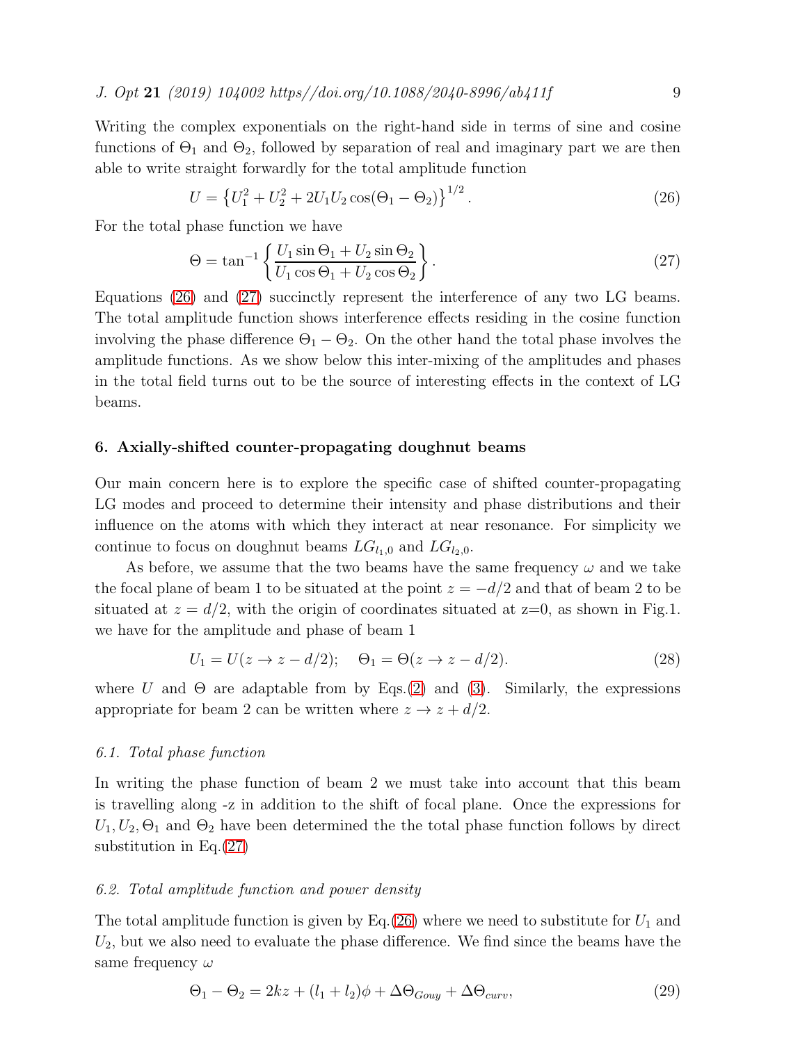Writing the complex exponentials on the right-hand side in terms of sine and cosine functions of $\Theta_1$ and $\Theta_2$, followed by separation of real and imaginary part we are then able to write straight forwardly for the total amplitude function

$$U = \left\{U_1^2 + U_2^2 + 2U_1U_2\cos(\Theta_1 - \Theta_2)\right\}^{1/2}. \tag{26}$$

For the total phase function we have

$$\Theta = \tan^{-1}\left\{\frac{U_1\sin\Theta_1 + U_2\sin\Theta_2}{U_1\cos\Theta_1 + U_2\cos\Theta_2}\right\}. \tag{27}$$

Equations (26) and (27) succinctly represent the interference of any two LG beams. The total amplitude function shows interference effects residing in the cosine function involving the phase difference $\Theta_1 - \Theta_2$. On the other hand the total phase involves the amplitude functions. As we show below this inter-mixing of the amplitudes and phases in the total field turns out to be the source of interesting effects in the context of LG beams.

## 6. Axially-shifted counter-propagating doughnut beams

Our main concern here is to explore the specific case of shifted counter-propagating LG modes and proceed to determine their intensity and phase distributions and their influence on the atoms with which they interact at near resonance. For simplicity we continue to focus on doughnut beams $LG_{l_1,0}$ and $LG_{l_2,0}$.

As before, we assume that the two beams have the same frequency $\omega$ and we take the focal plane of beam 1 to be situated at the point $z = -d/2$ and that of beam 2 to be situated at $z = d/2$, with the origin of coordinates situated at z=0, as shown in Fig.1. we have for the amplitude and phase of beam 1

$$U_1 = U(z \to z - d/2); \quad \Theta_1 = \Theta(z \to z - d/2). \tag{28}$$

where $U$ and $\Theta$ are adaptable from by Eqs.(2) and (3). Similarly, the expressions appropriate for beam 2 can be written where $z \to z + d/2$.

### 6.1. Total phase function

In writing the phase function of beam 2 we must take into account that this beam is travelling along -z in addition to the shift of focal plane. Once the expressions for $U_1, U_2, \Theta_1$ and $\Theta_2$ have been determined the the total phase function follows by direct substitution in Eq.(27)

### 6.2. Total amplitude function and power density

The total amplitude function is given by Eq.(26) where we need to substitute for $U_1$ and $U_2$, but we also need to evaluate the phase difference. We find since the beams have the same frequency $\omega$

$$\Theta_1 - \Theta_2 = 2kz + (l_1 + l_2)\phi + \Delta\Theta_{Gouy} + \Delta\Theta_{curv}, \tag{29}$$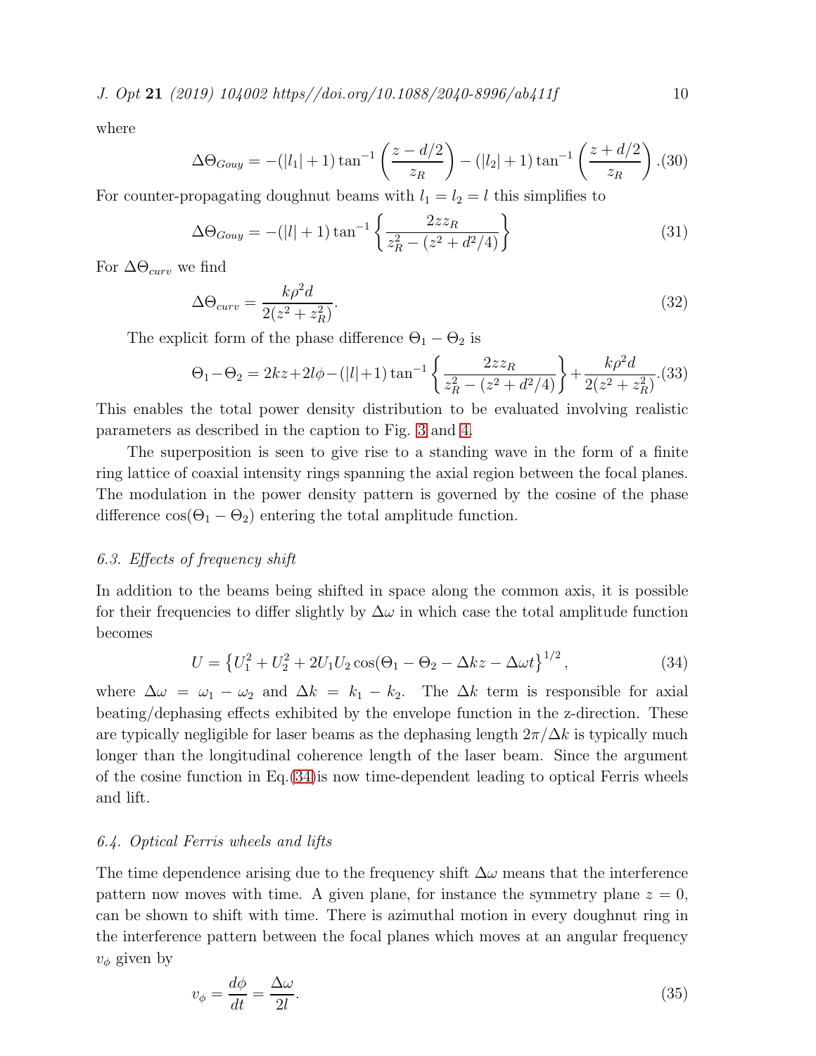where

$$\Delta\Theta_{Gouy} = -(|l_1|+1)\tan^{-1}\left(\frac{z-d/2}{z_R}\right) - (|l_2|+1)\tan^{-1}\left(\frac{z+d/2}{z_R}\right). \quad (30)$$

For counter-propagating doughnut beams with $l_1 = l_2 = l$ this simplifies to

$$\Delta\Theta_{Gouy} = -(|l|+1)\tan^{-1}\left\{\frac{2zz_R}{z_R^2-(z^2+d^2/4)}\right\} \quad (31)$$

For $\Delta\Theta_{curv}$ we find

$$\Delta\Theta_{curv} = \frac{k\rho^2 d}{2(z^2+z_R^2)}. \quad (32)$$

The explicit form of the phase difference $\Theta_1 - \Theta_2$ is

$$\Theta_1 - \Theta_2 = 2kz + 2l\phi - (|l|+1)\tan^{-1}\left\{\frac{2zz_R}{z_R^2-(z^2+d^2/4)}\right\} + \frac{k\rho^2 d}{2(z^2+z_R^2)}. \quad (33)$$

This enables the total power density distribution to be evaluated involving realistic parameters as described in the caption to Fig. 3 and 4.

The superposition is seen to give rise to a standing wave in the form of a finite ring lattice of coaxial intensity rings spanning the axial region between the focal planes. The modulation in the power density pattern is governed by the cosine of the phase difference $\cos(\Theta_1 - \Theta_2)$ entering the total amplitude function.

### *6.3. Effects of frequency shift*

In addition to the beams being shifted in space along the common axis, it is possible for their frequencies to differ slightly by $\Delta\omega$ in which case the total amplitude function becomes

$$U = \left\{U_1^2 + U_2^2 + 2U_1U_2\cos(\Theta_1 - \Theta_2 - \Delta kz - \Delta\omega t\right\}^{1/2}, \quad (34)$$

where $\Delta\omega = \omega_1 - \omega_2$ and $\Delta k = k_1 - k_2$. The $\Delta k$ term is responsible for axial beating/dephasing effects exhibited by the envelope function in the z-direction. These are typically negligible for laser beams as the dephasing length $2\pi/\Delta k$ is typically much longer than the longitudinal coherence length of the laser beam. Since the argument of the cosine function in Eq.(34)is now time-dependent leading to optical Ferris wheels and lift.

### *6.4. Optical Ferris wheels and lifts*

The time dependence arising due to the frequency shift $\Delta\omega$ means that the interference pattern now moves with time. A given plane, for instance the symmetry plane $z = 0$, can be shown to shift with time. There is azimuthal motion in every doughnut ring in the interference pattern between the focal planes which moves at an angular frequency $v_\phi$ given by

$$v_\phi = \frac{d\phi}{dt} = \frac{\Delta\omega}{2l}. \quad (35)$$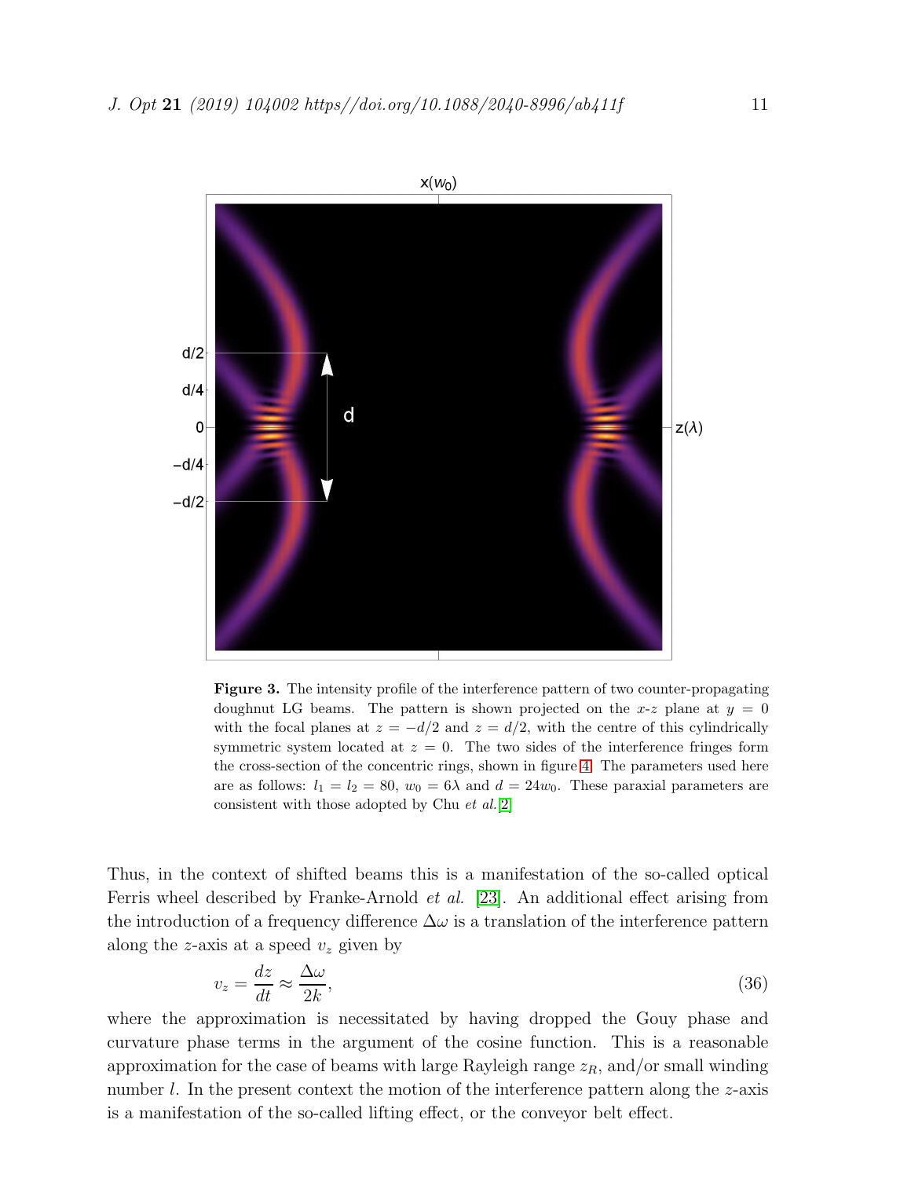**Figure 3.** The intensity profile of the interference pattern of two counter-propagating doughnut LG beams. The pattern is shown projected on the $x$-$z$ plane at $y = 0$ with the focal planes at $z = -d/2$ and $z = d/2$, with the centre of this cylindrically symmetric system located at $z = 0$. The two sides of the interference fringes form the cross-section of the concentric rings, shown in figure 4. The parameters used here are as follows: $l_1 = l_2 = 80$, $w_0 = 6\lambda$ and $d = 24w_0$. These paraxial parameters are consistent with those adopted by Chu *et al.*[2]

Thus, in the context of shifted beams this is a manifestation of the so-called optical Ferris wheel described by Franke-Arnold *et al.* [23]. An additional effect arising from the introduction of a frequency difference $\Delta\omega$ is a translation of the interference pattern along the $z$-axis at a speed $v_z$ given by

$$v_z = \frac{dz}{dt} \approx \frac{\Delta\omega}{2k}, \tag{36}$$

where the approximation is necessitated by having dropped the Gouy phase and curvature phase terms in the argument of the cosine function. This is a reasonable approximation for the case of beams with large Rayleigh range $z_R$, and/or small winding number $l$. In the present context the motion of the interference pattern along the $z$-axis is a manifestation of the so-called lifting effect, or the conveyor belt effect.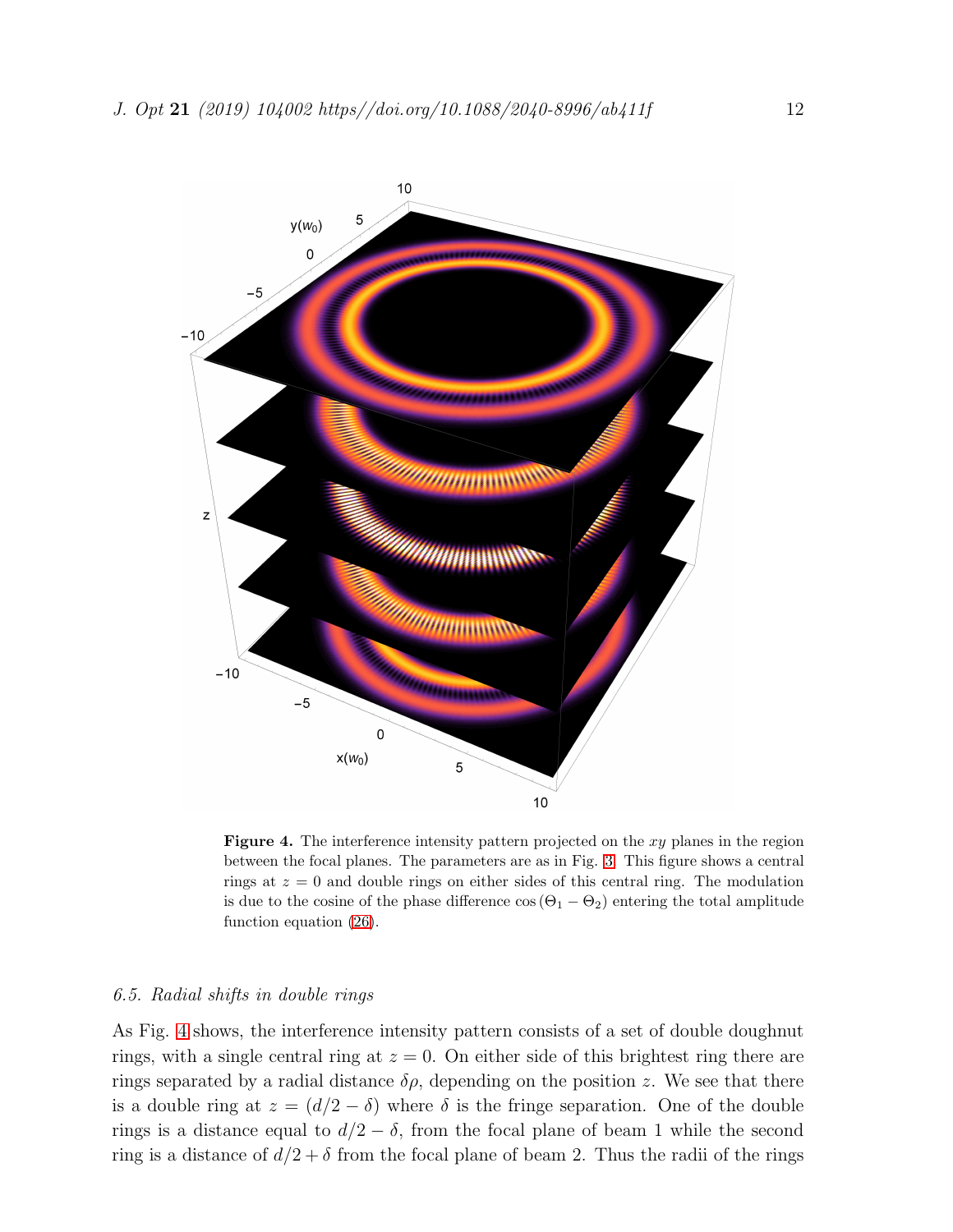**Figure 4.** The interference intensity pattern projected on the $xy$ planes in the region between the focal planes. The parameters are as in Fig. 3. This figure shows a central rings at $z = 0$ and double rings on either sides of this central ring. The modulation is due to the cosine of the phase difference $\cos(\Theta_1 - \Theta_2)$ entering the total amplitude function equation (26).

### *6.5. Radial shifts in double rings*

As Fig. 4 shows, the interference intensity pattern consists of a set of double doughnut rings, with a single central ring at $z = 0$. On either side of this brightest ring there are rings separated by a radial distance $\delta\rho$, depending on the position $z$. We see that there is a double ring at $z = (d/2 - \delta)$ where $\delta$ is the fringe separation. One of the double rings is a distance equal to $d/2 - \delta$, from the focal plane of beam 1 while the second ring is a distance of $d/2 + \delta$ from the focal plane of beam 2. Thus the radii of the rings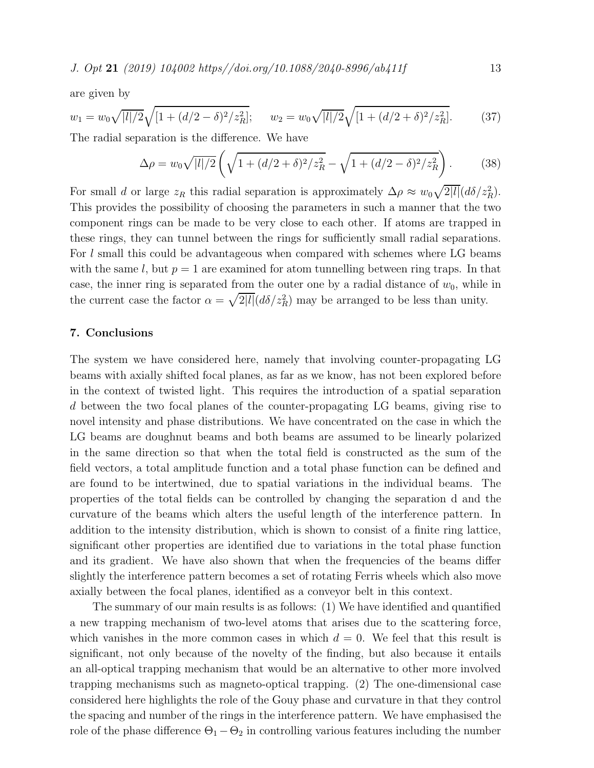are given by

$$w_1 = w_0\sqrt{|l|/2}\sqrt{[1+(d/2-\delta)^2/z_R^2]}; \qquad w_2 = w_0\sqrt{|l|/2}\sqrt{[1+(d/2+\delta)^2/z_R^2]}. \tag{37}$$

The radial separation is the difference. We have

$$\Delta\rho = w_0\sqrt{|l|/2}\left(\sqrt{1+(d/2+\delta)^2/z_R^2} - \sqrt{1+(d/2-\delta)^2/z_R^2}\right). \tag{38}$$

For small $d$ or large $z_R$ this radial separation is approximately $\Delta\rho \approx w_0\sqrt{2|l|}(d\delta/z_R^2)$. This provides the possibility of choosing the parameters in such a manner that the two component rings can be made to be very close to each other. If atoms are trapped in these rings, they can tunnel between the rings for sufficiently small radial separations. For $l$ small this could be advantageous when compared with schemes where LG beams with the same $l$, but $p = 1$ are examined for atom tunnelling between ring traps. In that case, the inner ring is separated from the outer one by a radial distance of $w_0$, while in the current case the factor $\alpha = \sqrt{2|l|}(d\delta/z_R^2)$ may be arranged to be less than unity.

## 7. Conclusions

The system we have considered here, namely that involving counter-propagating LG beams with axially shifted focal planes, as far as we know, has not been explored before in the context of twisted light. This requires the introduction of a spatial separation $d$ between the two focal planes of the counter-propagating LG beams, giving rise to novel intensity and phase distributions. We have concentrated on the case in which the LG beams are doughnut beams and both beams are assumed to be linearly polarized in the same direction so that when the total field is constructed as the sum of the field vectors, a total amplitude function and a total phase function can be defined and are found to be intertwined, due to spatial variations in the individual beams. The properties of the total fields can be controlled by changing the separation d and the curvature of the beams which alters the useful length of the interference pattern. In addition to the intensity distribution, which is shown to consist of a finite ring lattice, significant other properties are identified due to variations in the total phase function and its gradient. We have also shown that when the frequencies of the beams differ slightly the interference pattern becomes a set of rotating Ferris wheels which also move axially between the focal planes, identified as a conveyor belt in this context.

The summary of our main results is as follows: (1) We have identified and quantified a new trapping mechanism of two-level atoms that arises due to the scattering force, which vanishes in the more common cases in which $d = 0$. We feel that this result is significant, not only because of the novelty of the finding, but also because it entails an all-optical trapping mechanism that would be an alternative to other more involved trapping mechanisms such as magneto-optical trapping. (2) The one-dimensional case considered here highlights the role of the Gouy phase and curvature in that they control the spacing and number of the rings in the interference pattern. We have emphasised the role of the phase difference $\Theta_1 - \Theta_2$ in controlling various features including the number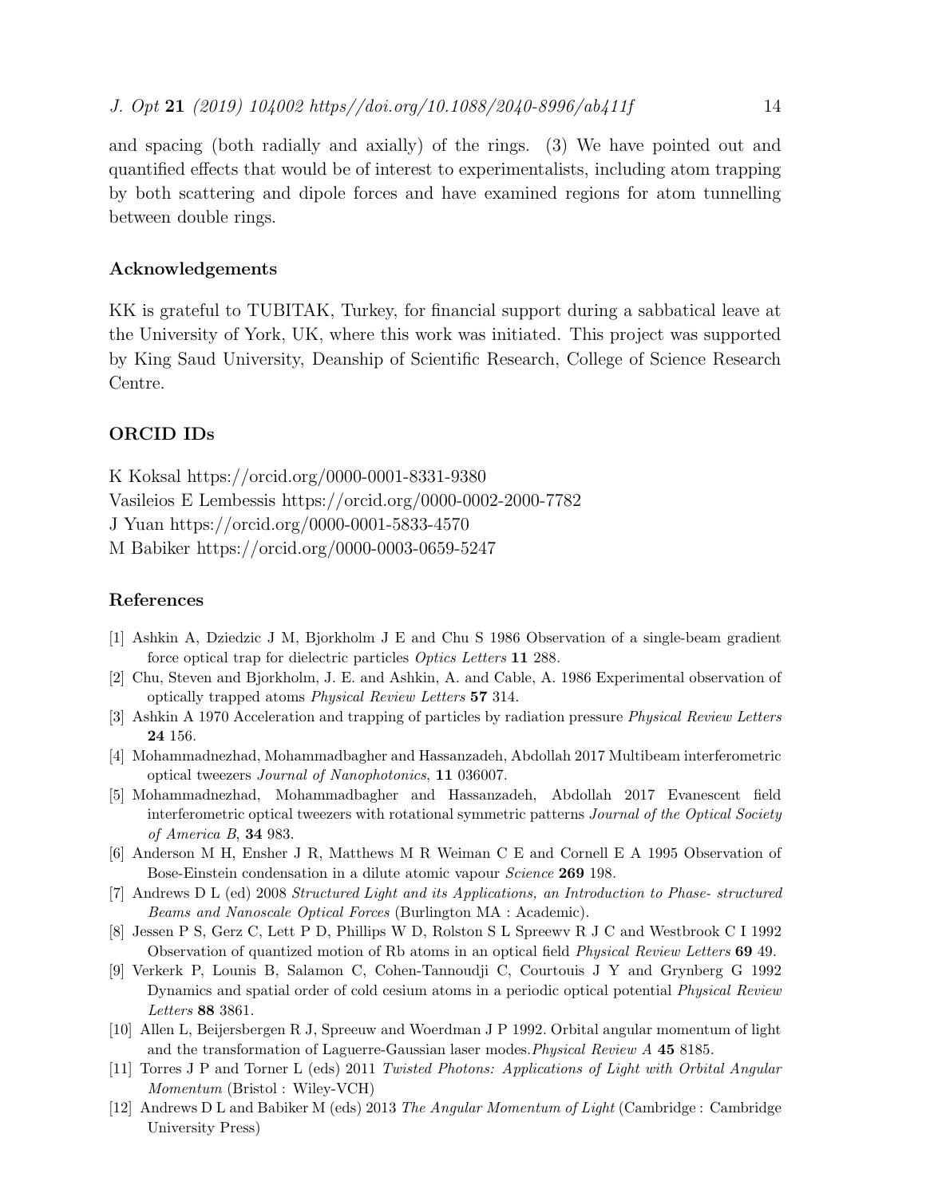and spacing (both radially and axially) of the rings. (3) We have pointed out and quantified effects that would be of interest to experimentalists, including atom trapping by both scattering and dipole forces and have examined regions for atom tunnelling between double rings.

## Acknowledgements

KK is grateful to TUBITAK, Turkey, for financial support during a sabbatical leave at the University of York, UK, where this work was initiated. This project was supported by King Saud University, Deanship of Scientific Research, College of Science Research Centre.

## ORCID IDs

K Koksal https://orcid.org/0000-0001-8331-9380
Vasileios E Lembessis https://orcid.org/0000-0002-2000-7782
J Yuan https://orcid.org/0000-0001-5833-4570
M Babiker https://orcid.org/0000-0003-0659-5247

## References

[1] Ashkin A, Dziedzic J M, Bjorkholm J E and Chu S 1986 Observation of a single-beam gradient force optical trap for dielectric particles *Optics Letters* **11** 288.

[2] Chu, Steven and Bjorkholm, J. E. and Ashkin, A. and Cable, A. 1986 Experimental observation of optically trapped atoms *Physical Review Letters* **57** 314.

[3] Ashkin A 1970 Acceleration and trapping of particles by radiation pressure *Physical Review Letters* **24** 156.

[4] Mohammadnezhad, Mohammadbagher and Hassanzadeh, Abdollah 2017 Multibeam interferometric optical tweezers *Journal of Nanophotonics*, **11** 036007.

[5] Mohammadnezhad, Mohammadbagher and Hassanzadeh, Abdollah 2017 Evanescent field interferometric optical tweezers with rotational symmetric patterns *Journal of the Optical Society of America B*, **34** 983.

[6] Anderson M H, Ensher J R, Matthews M R Weiman C E and Cornell E A 1995 Observation of Bose-Einstein condensation in a dilute atomic vapour *Science* **269** 198.

[7] Andrews D L (ed) 2008 *Structured Light and its Applications, an Introduction to Phase- structured Beams and Nanoscale Optical Forces* (Burlington MA : Academic).

[8] Jessen P S, Gerz C, Lett P D, Phillips W D, Rolston S L Spreewv R J C and Westbrook C I 1992 Observation of quantized motion of Rb atoms in an optical field *Physical Review Letters* **69** 49.

[9] Verkerk P, Lounis B, Salamon C, Cohen-Tannoudji C, Courtouis J Y and Grynberg G 1992 Dynamics and spatial order of cold cesium atoms in a periodic optical potential *Physical Review Letters* **88** 3861.

[10] Allen L, Beijersbergen R J, Spreeuw and Woerdman J P 1992. Orbital angular momentum of light and the transformation of Laguerre-Gaussian laser modes.*Physical Review A* **45** 8185.

[11] Torres J P and Torner L (eds) 2011 *Twisted Photons: Applications of Light with Orbital Angular Momentum* (Bristol : Wiley-VCH)

[12] Andrews D L and Babiker M (eds) 2013 *The Angular Momentum of Light* (Cambridge : Cambridge University Press)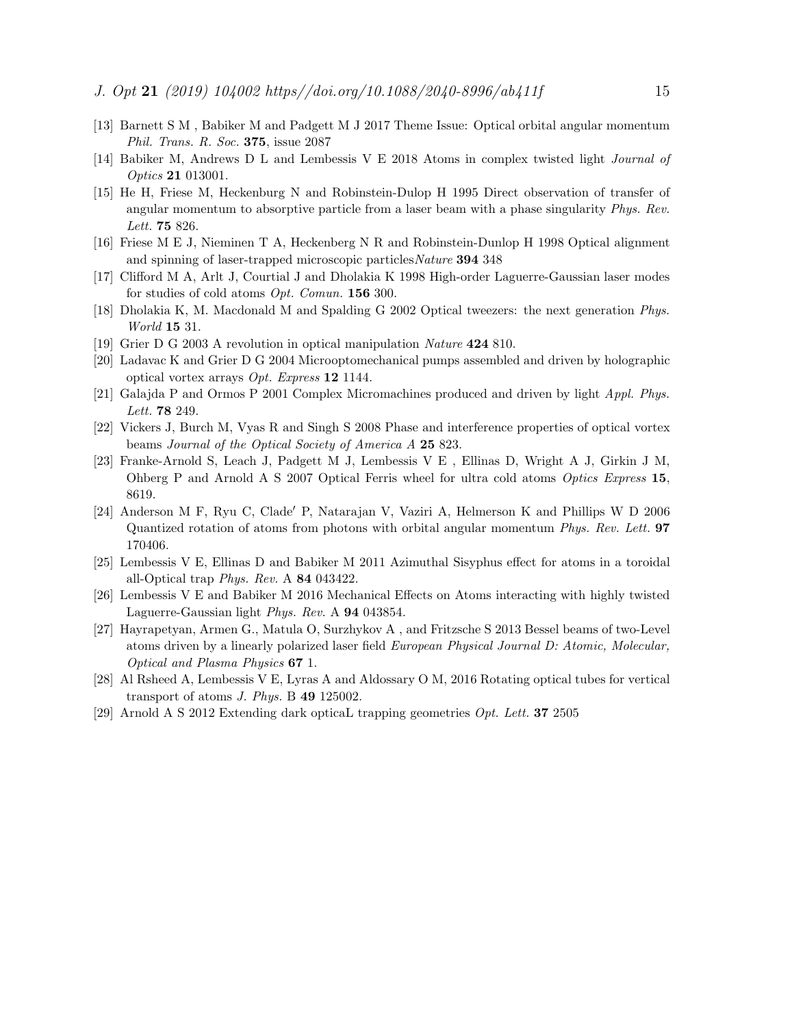[13] Barnett S M , Babiker M and Padgett M J 2017 Theme Issue: Optical orbital angular momentum *Phil. Trans. R. Soc.* **375**, issue 2087

[14] Babiker M, Andrews D L and Lembessis V E 2018 Atoms in complex twisted light *Journal of Optics* **21** 013001.

[15] He H, Friese M, Heckenburg N and Robinstein-Dulop H 1995 Direct observation of transfer of angular momentum to absorptive particle from a laser beam with a phase singularity *Phys. Rev. Lett.* **75** 826.

[16] Friese M E J, Nieminen T A, Heckenberg N R and Robinstein-Dunlop H 1998 Optical alignment and spinning of laser-trapped microscopic particles*Nature* **394** 348

[17] Clifford M A, Arlt J, Courtial J and Dholakia K 1998 High-order Laguerre-Gaussian laser modes for studies of cold atoms *Opt. Comun.* **156** 300.

[18] Dholakia K, M. Macdonald M and Spalding G 2002 Optical tweezers: the next generation *Phys. World* **15** 31.

[19] Grier D G 2003 A revolution in optical manipulation *Nature* **424** 810.

[20] Ladavac K and Grier D G 2004 Microoptomechanical pumps assembled and driven by holographic optical vortex arrays *Opt. Express* **12** 1144.

[21] Galajda P and Ormos P 2001 Complex Micromachines produced and driven by light *Appl. Phys. Lett.* **78** 249.

[22] Vickers J, Burch M, Vyas R and Singh S 2008 Phase and interference properties of optical vortex beams *Journal of the Optical Society of America A* **25** 823.

[23] Franke-Arnold S, Leach J, Padgett M J, Lembessis V E , Ellinas D, Wright A J, Girkin J M, Ohberg P and Arnold A S 2007 Optical Ferris wheel for ultra cold atoms *Optics Express* **15**, 8619.

[24] Anderson M F, Ryu C, Clade′ P, Natarajan V, Vaziri A, Helmerson K and Phillips W D 2006 Quantized rotation of atoms from photons with orbital angular momentum *Phys. Rev. Lett.* **97** 170406.

[25] Lembessis V E, Ellinas D and Babiker M 2011 Azimuthal Sisyphus effect for atoms in a toroidal all-Optical trap *Phys. Rev.* A **84** 043422.

[26] Lembessis V E and Babiker M 2016 Mechanical Effects on Atoms interacting with highly twisted Laguerre-Gaussian light *Phys. Rev.* A **94** 043854.

[27] Hayrapetyan, Armen G., Matula O, Surzhykov A , and Fritzsche S 2013 Bessel beams of two-Level atoms driven by a linearly polarized laser field *European Physical Journal D: Atomic, Molecular, Optical and Plasma Physics* **67** 1.

[28] Al Rsheed A, Lembessis V E, Lyras A and Aldossary O M, 2016 Rotating optical tubes for vertical transport of atoms *J. Phys.* B **49** 125002.

[29] Arnold A S 2012 Extending dark opticaL trapping geometries *Opt. Lett.* **37** 2505